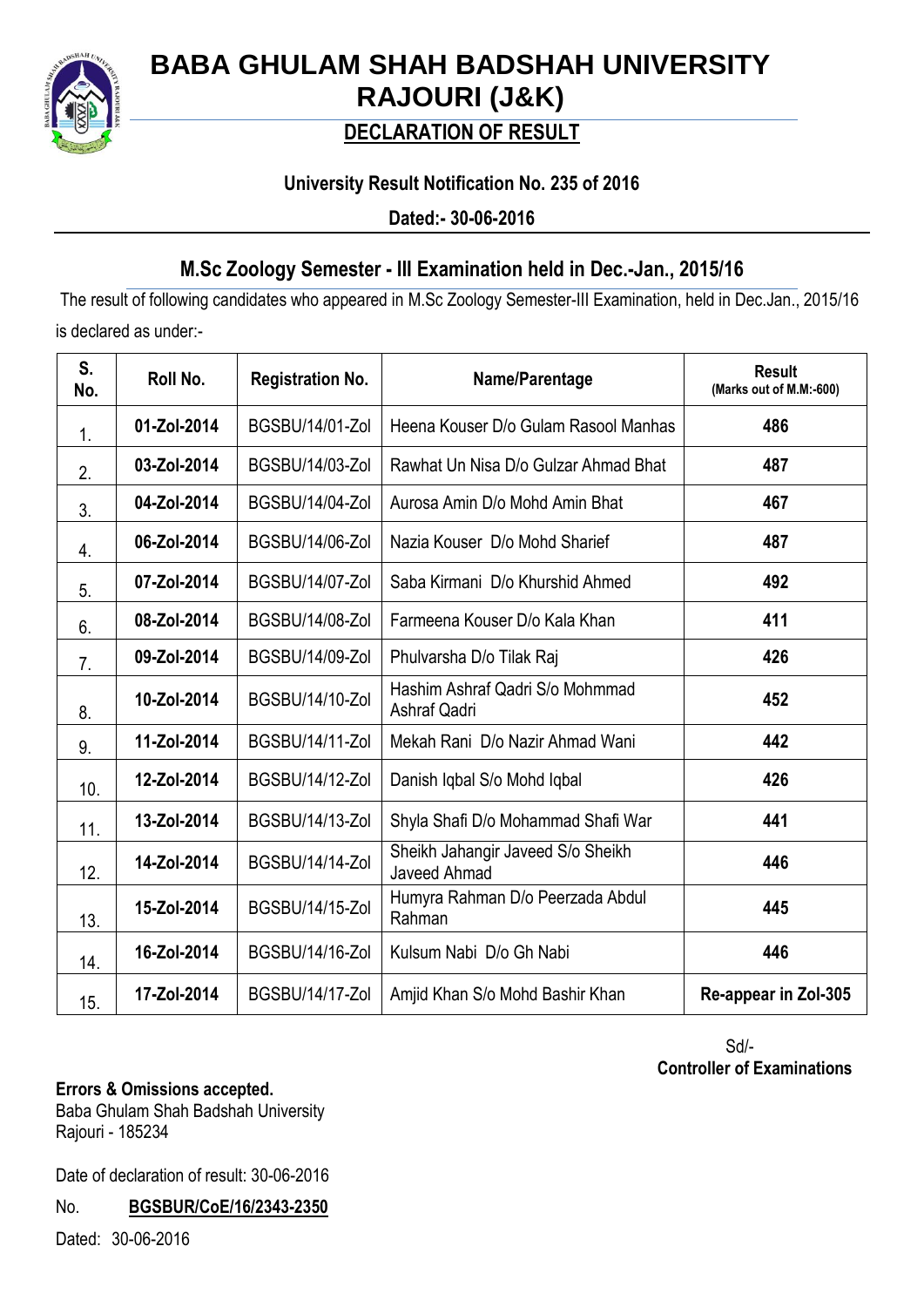# BABA GHULAM SHAH BADSHAH UNIVERSITY
# RAJOURI (J&K)

## DECLARATION OF RESULT

**University Result Notification No. 235 of 2016**

**Dated:- 30-06-2016**

### M.Sc Zoology Semester - III Examination held in Dec.-Jan., 2015/16

The result of following candidates who appeared in M.Sc Zoology Semester-III Examination, held in Dec.Jan., 2015/16 is declared as under:-

| S. No. | Roll No. | Registration No. | Name/Parentage | Result (Marks out of M.M:-600) |
|---|---|---|---|---|
| 1. | **01-Zol-2014** | BGSBU/14/01-Zol | Heena Kouser D/o Gulam Rasool Manhas | **486** |
| 2. | **03-Zol-2014** | BGSBU/14/03-Zol | Rawhat Un Nisa D/o Gulzar Ahmad Bhat | **487** |
| 3. | **04-Zol-2014** | BGSBU/14/04-Zol | Aurosa Amin D/o Mohd Amin Bhat | **467** |
| 4. | **06-Zol-2014** | BGSBU/14/06-Zol | Nazia Kouser D/o Mohd Sharief | **487** |
| 5. | **07-Zol-2014** | BGSBU/14/07-Zol | Saba Kirmani D/o Khurshid Ahmed | **492** |
| 6. | **08-Zol-2014** | BGSBU/14/08-Zol | Farmeena Kouser D/o Kala Khan | **411** |
| 7. | **09-Zol-2014** | BGSBU/14/09-Zol | Phulvarsha D/o Tilak Raj | **426** |
| 8. | **10-Zol-2014** | BGSBU/14/10-Zol | Hashim Ashraf Qadri S/o Mohmmad Ashraf Qadri | **452** |
| 9. | **11-Zol-2014** | BGSBU/14/11-Zol | Mekah Rani D/o Nazir Ahmad Wani | **442** |
| 10. | **12-Zol-2014** | BGSBU/14/12-Zol | Danish Iqbal S/o Mohd Iqbal | **426** |
| 11. | **13-Zol-2014** | BGSBU/14/13-Zol | Shyla Shafi D/o Mohammad Shafi War | **441** |
| 12. | **14-Zol-2014** | BGSBU/14/14-Zol | Sheikh Jahangir Javeed S/o Sheikh Javeed Ahmad | **446** |
| 13. | **15-Zol-2014** | BGSBU/14/15-Zol | Humyra Rahman D/o Peerzada Abdul Rahman | **445** |
| 14. | **16-Zol-2014** | BGSBU/14/16-Zol | Kulsum Nabi D/o Gh Nabi | **446** |
| 15. | **17-Zol-2014** | BGSBU/14/17-Zol | Amjid Khan S/o Mohd Bashir Khan | **Re-appear in Zol-305** |

Sd/-
**Controller of Examinations**

**Errors & Omissions accepted.**
Baba Ghulam Shah Badshah University
Rajouri - 185234

Date of declaration of result: 30-06-2016

No. **BGSBUR/CoE/16/2343-2350**

Dated: 30-06-2016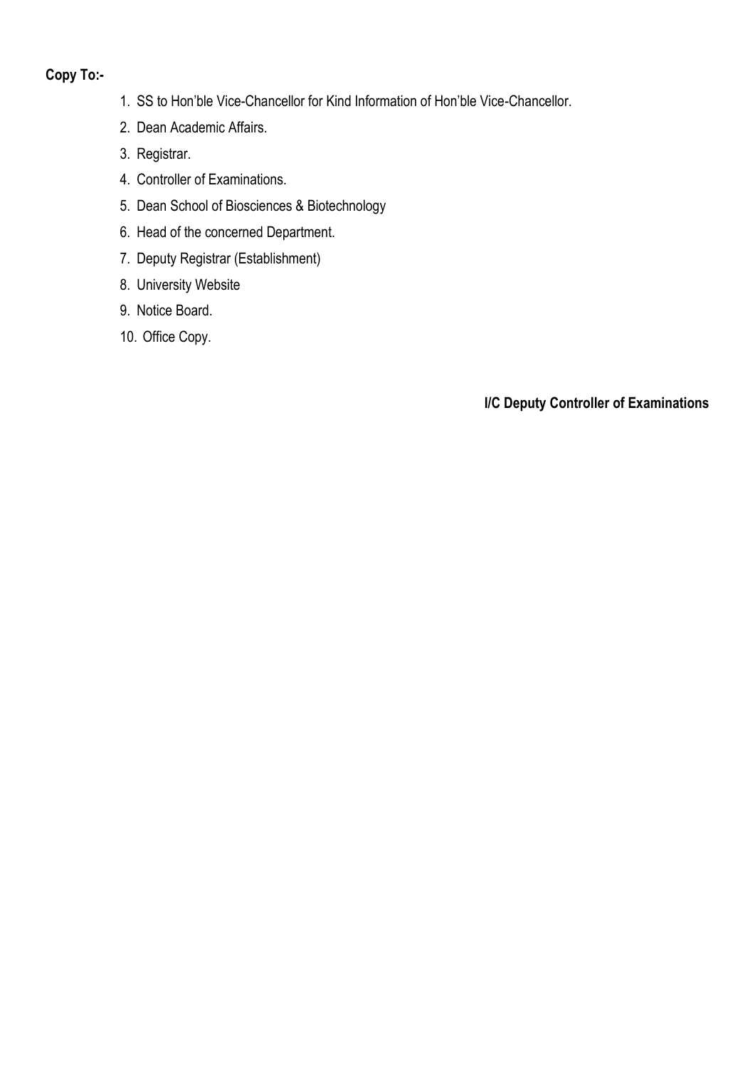**Copy To:-**

1. SS to Hon'ble Vice-Chancellor for Kind Information of Hon'ble Vice-Chancellor.
2. Dean Academic Affairs.
3. Registrar.
4. Controller of Examinations.
5. Dean School of Biosciences & Biotechnology
6. Head of the concerned Department.
7. Deputy Registrar (Establishment)
8. University Website
9. Notice Board.
10. Office Copy.

**I/C Deputy Controller of Examinations**